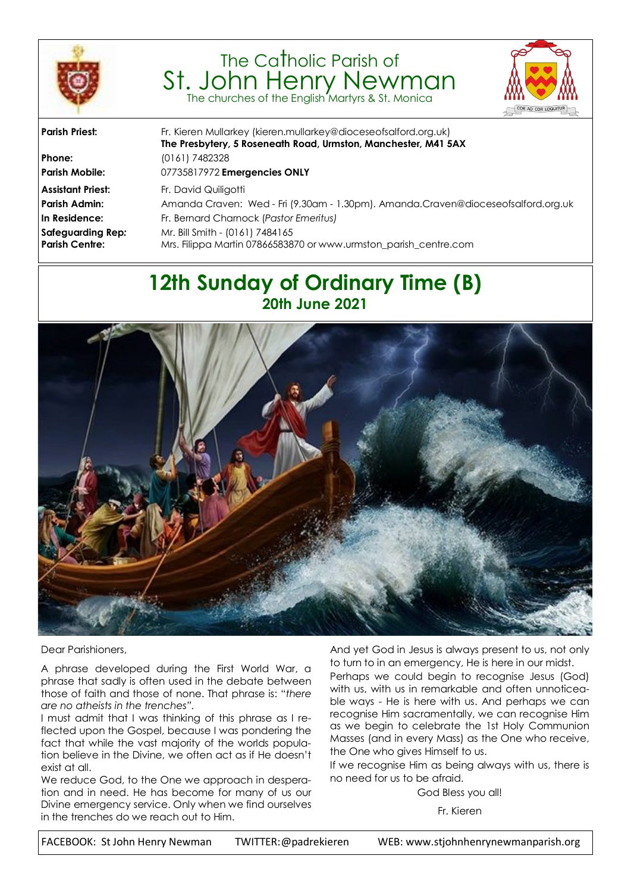# The Catholic Parish of St. John Henry Newman

The churches of the English Martyrs & St. Monica

COR AD COR LOQUITUR

**Parish Priest:** Fr. Kieren Mullarkey (kieren.mullarkey@dioceseofsalford.org.uk)
**The Presbytery, 5 Roseneath Road, Urmston, Manchester, M41 5AX**
**Phone:** (0161) 7482328
**Parish Mobile:** 07735817972 **Emergencies ONLY**
**Assistant Priest:** Fr. David Quiligotti
**Parish Admin:** Amanda Craven: Wed - Fri (9.30am - 1.30pm). Amanda.Craven@dioceseofsalford.org.uk
**In Residence:** Fr. Bernard Charnock (*Pastor Emeritus)*
**Safeguarding Rep:** Mr. Bill Smith - (0161) 7484165
**Parish Centre:** Mrs. Filippa Martin 07866583870 or www.urmston_parish_centre.com

## 12th Sunday of Ordinary Time (B)

### 20th June 2021

Dear Parishioners,

A phrase developed during the First World War, a phrase that sadly is often used in the debate between those of faith and those of none. That phrase is: "*there are no atheists in the trenches"*.

I must admit that I was thinking of this phrase as I reflected upon the Gospel, because I was pondering the fact that while the vast majority of the worlds population believe in the Divine, we often act as if He doesn't exist at all.

We reduce God, to the One we approach in desperation and in need. He has become for many of us our Divine emergency service. Only when we find ourselves in the trenches do we reach out to Him.

And yet God in Jesus is always present to us, not only to turn to in an emergency, He is here in our midst.

Perhaps we could begin to recognise Jesus (God) with us, with us in remarkable and often unnoticeable ways - He is here with us. And perhaps we can recognise Him sacramentally, we can recognise Him as we begin to celebrate the 1st Holy Communion Masses (and in every Mass) as the One who receive, the One who gives Himself to us.

If we recognise Him as being always with us, there is no need for us to be afraid.

God Bless you all!

Fr. Kieren

FACEBOOK: St John Henry Newman TWITTER: @padrekieren WEB: www.stjohnhenrynewmanparish.org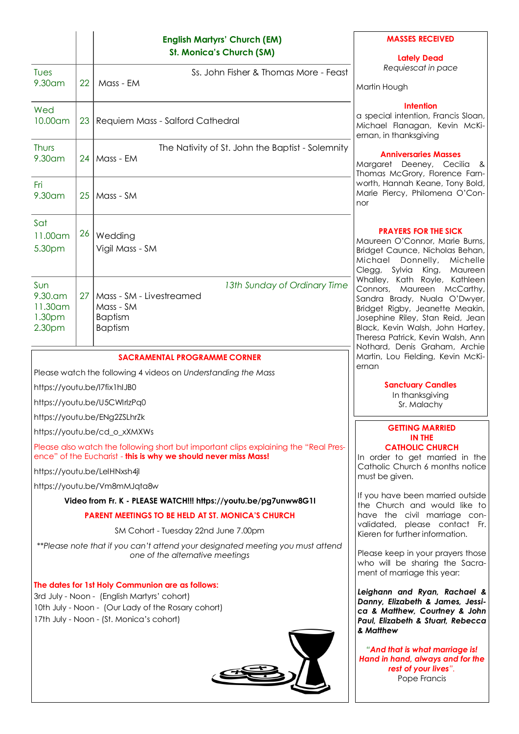| | | English Martyrs' Church (EM)<br>St. Monica's Church (SM) |
|---|---|---|
| Tues<br>9.30am | 22 | Ss. John Fisher & Thomas More - Feast<br>Mass - EM |
| Wed<br>10.00am | 23 | Requiem Mass - Salford Cathedral |
| Thurs<br>9.30am | 24 | The Nativity of St. John the Baptist - Solemnity<br>Mass - EM |
| Fri<br>9.30am | 25 | Mass - SM |
| Sat<br>11.00am<br>5.30pm | 26 | Wedding<br>Vigil Mass - SM |
| Sun<br>9.30.am<br>11.30am<br>1.30pm<br>2.30pm | 27 | *13th Sunday of Ordinary Time*<br>Mass - SM - Livestreamed<br>Mass - SM<br>Baptism<br>Baptism |

## SACRAMENTAL PROGRAMME CORNER

Please watch the following 4 videos on *Understanding the Mass*

https://youtu.be/l7fix1hIJB0

https://youtu.be/U5CWIrlzPq0

https://youtu.be/ENg2ZSLhrZk

https://youtu.be/cd_o_xXMXWs

Please also watch the following short but important clips explaining the "Real Presence" of the Eucharist - **this is why we should never miss Mass!**

https://youtu.be/LelHNxsh4jl

https://youtu.be/Vm8mMJqta8w

**Video from Fr. K - PLEASE WATCH!!! https://youtu.be/pg7unww8G1I**

**PARENT MEETINGS TO BE HELD AT ST. MONICA'S CHURCH**

SM Cohort - Tuesday 22nd June 7.00pm

*\*\*Please note that if you can't attend your designated meeting you must attend one of the alternative meetings*

**The dates for 1st Holy Communion are as follows:**

3rd July - Noon - (English Martyrs' cohort)
10th July - Noon - (Our Lady of the Rosary cohort)
17th July - Noon - (St. Monica's cohort)

## MASSES RECEIVED

**Lately Dead**

*Requiescat in pace*

Martin Hough

**Intention**

a special intention, Francis Sloan, Michael Flanagan, Kevin McKiernan, in thanksgiving

**Anniversaries Masses**

Margaret Deeney, Cecilia & Thomas McGrory, Florence Farnworth, Hannah Keane, Tony Bold, Marie Piercy, Philomena O'Connor

## PRAYERS FOR THE SICK

Maureen O'Connor, Marie Burns, Bridget Caunce, Nicholas Behan, Michael Donnelly, Michelle Clegg, Sylvia King, Maureen Whalley, Kath Royle, Kathleen Connors, Maureen McCarthy, Sandra Brady, Nuala O'Dwyer, Bridget Rigby, Jeanette Meakin, Josephine Riley, Stan Reid, Jean Black, Kevin Walsh, John Hartey, Theresa Patrick, Kevin Walsh, Ann Nothard, Denis Graham, Archie Martin, Lou Fielding, Kevin McKiernan

**Sanctuary Candles**

In thanksgiving
Sr. Malachy

## GETTING MARRIED IN THE CATHOLIC CHURCH

In order to get married in the Catholic Church 6 months notice must be given.

If you have been married outside the Church and would like to have the civil marriage convalidated, please contact Fr. Kieren for further information.

Please keep in your prayers those who will be sharing the Sacrament of marriage this year:

***Leighann and Ryan, Rachael & Danny, Elizabeth & James, Jessica & Matthew, Courtney & John Paul, Elizabeth & Stuart, Rebecca & Matthew***

***"And that is what marriage is! Hand in hand, always and for the rest of your lives".***
Pope Francis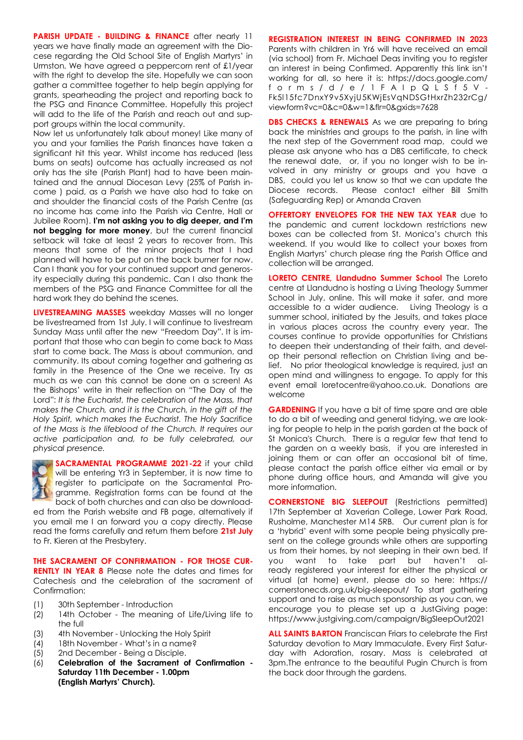**PARISH UPDATE - BUILDING & FINANCE** after nearly 11 years we have finally made an agreement with the Diocese regarding the Old School Site of English Martyrs' in Urmston. We have agreed a peppercorn rent of £1/year with the right to develop the site. Hopefully we can soon gather a committee together to help begin applying for grants, spearheading the project and reporting back to the PSG and Finance Committee. Hopefully this project will add to the life of the Parish and reach out and support groups within the local community.

Now let us unfortunately talk about money! Like many of you and your families the Parish finances have taken a significant hit this year. Whilst income has reduced (less bums on seats) outcome has actually increased as not only has the site (Parish Plant) had to have been maintained and the annual Diocesan Levy (25% of Parish income ) paid, as a Parish we have also had to take on and shoulder the financial costs of the Parish Centre (as no income has come into the Parish via Centre, Hall or Jubilee Room). **I'm not asking you to dig deeper, and I'm not begging for more money**, but the current financial setback will take at least 2 years to recover from. This means that some of the minor projects that I had planned will have to be put on the back burner for now. Can I thank you for your continued support and generosity especially during this pandemic. Can I also thank the members of the PSG and Finance Committee for all the hard work they do behind the scenes.

**LIVESTREAMING MASSES** weekday Masses will no longer be livestreamed from 1st July. I will continue to livestream Sunday Mass until after the new "Freedom Day". It is important that those who can begin to come back to Mass start to come back. The Mass is about communion, and community. Its about coming together and gathering as family in the Presence of the One we receive. Try as much as we can this cannot be done on a screen! As the Bishops' write in their reflection on "The Day of the Lord": *It is the Eucharist, the celebration of the Mass, that makes the Church, and it is the Church, in the gift of the Holy Spirit, which makes the Eucharist. The Holy Sacrifice of the Mass is the lifeblood of the Church. It requires our active participation and, to be fully celebrated, our physical presence.*

**SACRAMENTAL PROGRAMME 2021-22** if your child will be entering Yr3 in September, it is now time to register to participate on the Sacramental Programme. Registration forms can be found at the back of both churches and can also be downloaded from the Parish website and FB page, alternatively if you email me I an forward you a copy directly. Please read the forms carefully and return them before **21st July** to Fr. Kieren at the Presbytery.

**THE SACRAMENT OF CONFIRMATION - FOR THOSE CURRENTLY IN YEAR 8** Please note the dates and times for Catechesis and the celebration of the sacrament of Confirmation:

(1) 30th September - Introduction
(2) 14th October - The meaning of Life/Living life to the full
(3) 4th November - Unlocking the Holy Spirit
(4) 18th November - What's in a name?
(5) 2nd December - Being a Disciple.
(6) **Celebration of the Sacrament of Confirmation - Saturday 11th December - 1.00pm (English Martyrs' Church).**

**REGISTRATION INTEREST IN BEING CONFIRMED IN 2023** Parents with children in Yr6 will have received an email (via school) from Fr. Michael Deas inviting you to register an interest in being Confirmed. Apparently this link isn't working for all, so here it is: https://docs.google.com/forms/d/e/1FAIpQLSf5V-Fk5I15fc7DnxY9v5XyjU5KWjEsVqNDSGtHxrZh232rCg/viewform?vc=0&c=0&w=1&flr=0&gxids=7628

**DBS CHECKS & RENEWALS** As we are preparing to bring back the ministries and groups to the parish, in line with the next step of the Government road map, could we please ask anyone who has a DBS certificate, to check the renewal date, or, if you no longer wish to be involved in any ministry or groups and you have a DBS, could you let us know so that we can update the Diocese records. Please contact either Bill Smith (Safeguarding Rep) or Amanda Craven

**OFFERTORY ENVELOPES FOR THE NEW TAX YEAR** due to the pandemic and current lockdown restrictions new boxes can be collected from St. Monica's church this weekend. If you would like to collect your boxes from English Martyrs' church please ring the Parish Office and collection will be arranged.

**LORETO CENTRE, Llandudno Summer School** The Loreto centre at Llandudno is hosting a Living Theology Summer School in July, online. This will make it safer, and more accessible to a wider audience. Living Theology is a summer school, initiated by the Jesuits, and takes place in various places across the country every year. The courses continue to provide opportunities for Christians to deepen their understanding of their faith, and develop their personal reflection on Christian living and belief. No prior theological knowledge is required, just an open mind and willingness to engage. To apply for this event email loretocentre@yahoo.co.uk. Donations are welcome

**GARDENING** If you have a bit of time spare and are able to do a bit of weeding and general tidying, we are looking for people to help in the parish garden at the back of St Monica's Church. There is a regular few that tend to the garden on a weekly basis, if you are interested in joining them or can offer an occasional bit of time, please contact the parish office either via email or by phone during office hours, and Amanda will give you more information.

**CORNERSTONE BIG SLEEPOUT** (Restrictions permitted) 17th September at Xaverian College, Lower Park Road, Rusholme, Manchester M14 5RB. Our current plan is for a 'hybrid' event with some people being physically present on the college grounds while others are supporting us from their homes, by not sleeping in their own bed. If you want to take part but haven't already registered your interest for either the physical or virtual (at home) event, please do so here: https://cornerstonecds.org.uk/big-sleepout/ To start gathering support and to raise as much sponsorship as you can, we encourage you to please set up a JustGiving page: https://www.justgiving.com/campaign/BigSleepOut2021

**ALL SAINTS BARTON** Franciscan Friars to celebrate the First Saturday devotion to Mary Immaculate. Every First Saturday with Adoration, rosary. Mass is celebrated at 3pm.The entrance to the beautiful Pugin Church is from the back door through the gardens.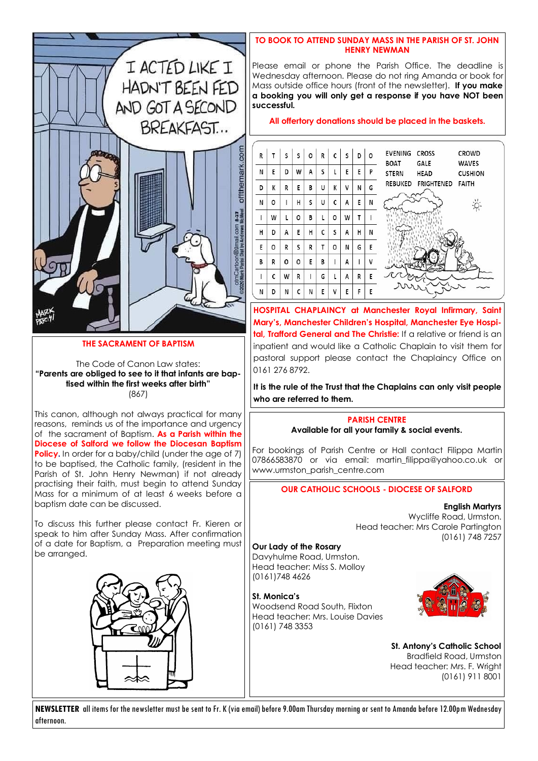## THE SACRAMENT OF BAPTISM

The Code of Canon Law states:
**"Parents are obliged to see to it that infants are baptised within the first weeks after birth"**
(867)

This canon, although not always practical for many reasons, reminds us of the importance and urgency of the sacrament of Baptism. **As a Parish within the Diocese of Salford we follow the Diocesan Baptism Policy.** In order for a baby/child (under the age of 7) to be baptised, the Catholic family, (resident in the Parish of St. John Henry Newman) if not already practising their faith, must begin to attend Sunday Mass for a minimum of at least 6 weeks before a baptism date can be discussed.

To discuss this further please contact Fr. Kieren or speak to him after Sunday Mass. After confirmation of a date for Baptism, a Preparation meeting must be arranged.

## TO BOOK TO ATTEND SUNDAY MASS IN THE PARISH OF ST. JOHN HENRY NEWMAN

Please email or phone the Parish Office. The deadline is Wednesday afternoon. Please do not ring Amanda or book for Mass outside office hours (front of the newsletter). **If you make a booking you will only get a response if you have NOT been successful.**

**All offertory donations should be placed in the baskets.**

| | | | | | | | | | |
|---|---|---|---|---|---|---|---|---|---|
| R | T | S | S | O | R | C | S | D | O |
| N | E | D | W | A | S | L | E | E | P |
| D | K | R | E | B | U | K | V | N | G |
| N | O | I | H | S | U | C | A | E | N |
| I | W | L | O | B | L | O | W | T | I |
| H | D | A | E | H | C | S | A | H | N |
| E | O | R | S | R | T | O | N | G | E |
| B | R | O | O | E | B | I | A | I | V |
| I | C | W | R | I | G | L | A | R | E |
| N | D | N | C | N | E | V | E | F | E |

EVENING CROSS CROWD
BOAT GALE WAVES
STERN HEAD CUSHION
REBUKED FRIGHTENED FAITH

**HOSPITAL CHAPLAINCY at Manchester Royal Infirmary, Saint Mary's, Manchester Children's Hospital, Manchester Eye Hospital, Trafford General and The Christie:** If a relative or friend is an inpatient and would like a Catholic Chaplain to visit them for pastoral support please contact the Chaplaincy Office on 0161 276 8792.

**It is the rule of the Trust that the Chaplains can only visit people who are referred to them.**

## PARISH CENTRE
**Available for all your family & social events.**

For bookings of Parish Centre or Hall contact Filippa Martin 07866583870 or via email: martin_filippa@yahoo.co.uk or www.urmston_parish_centre.com

## OUR CATHOLIC SCHOOLS - DIOCESE OF SALFORD

**English Martyrs**
Wycliffe Road, Urmston.
Head teacher: Mrs Carole Partington
(0161) 748 7257

**Our Lady of the Rosary**
Davyhulme Road, Urmston.
Head teacher: Miss S. Molloy
(0161)748 4626

**St. Monica's**
Woodsend Road South, Flixton
Head teacher: Mrs. Louise Davies
(0161) 748 3353

**St. Antony's Catholic School**
Bradfield Road, Urmston
Head teacher: Mrs. F. Wright
(0161) 911 8001

**NEWSLETTER** all items for the newsletter must be sent to Fr. K (via email) before 9.00am Thursday morning or sent to Amanda before 12.00pm Wednesday afternoon.